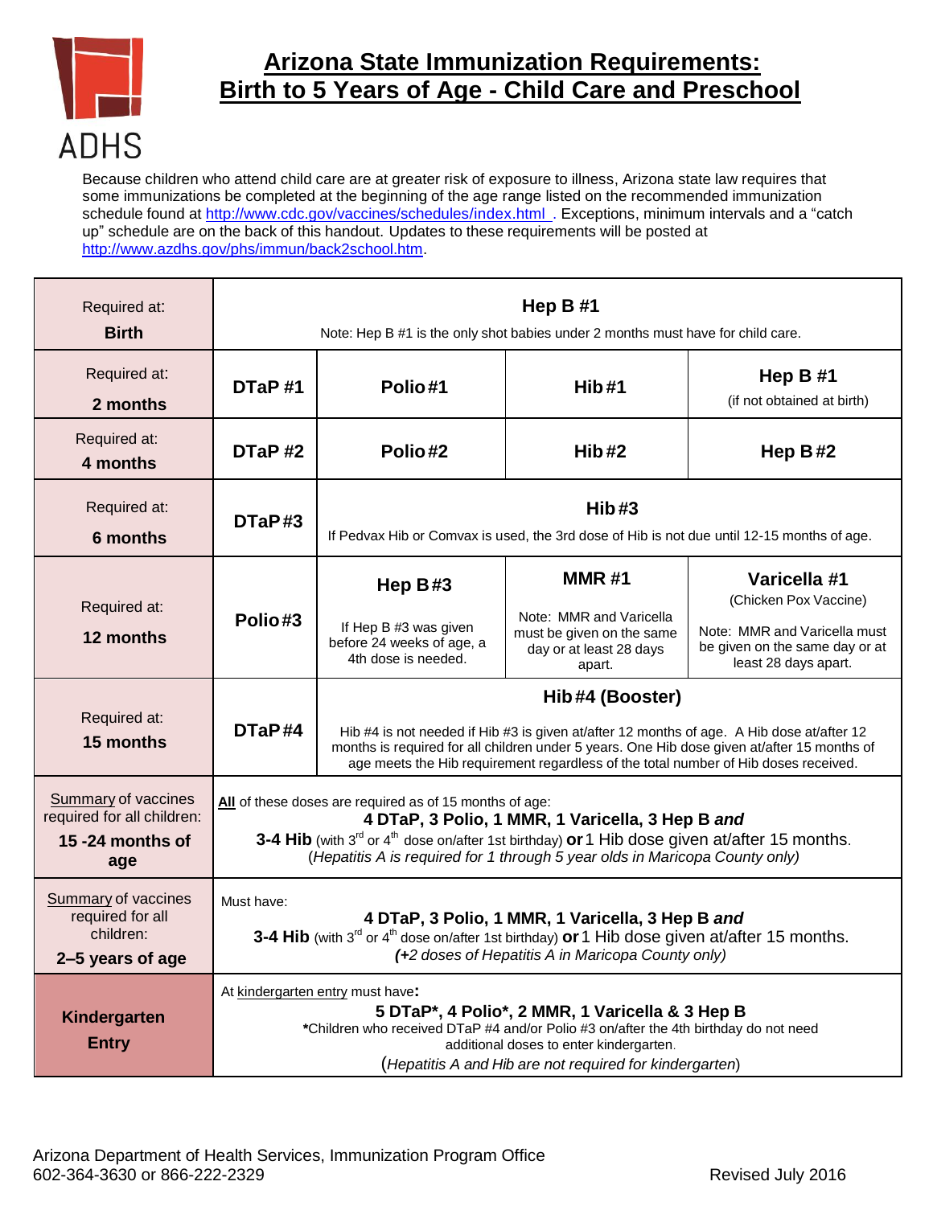ADHS

# Arizona State Immunization Requirements: Birth to 5 Years of Age - Child Care and Preschool

Because children who attend child care are at greater risk of exposure to illness, Arizona state law requires that some immunizations be completed at the beginning of the age range listed on the recommended immunization schedule found at http://www.cdc.gov/vaccines/schedules/index.html . Exceptions, minimum intervals and a "catch up" schedule are on the back of this handout. Updates to these requirements will be posted at http://www.azdhs.gov/phs/immun/back2school.htm.

| Age | | | | |
|---|---|---|---|---|
| Required at: **Birth** | **Hep B #1** Note: Hep B #1 is the only shot babies under 2 months must have for child care. | | | |
| Required at: **2 months** | **DTaP #1** | **Polio #1** | **Hib #1** | **Hep B #1** (if not obtained at birth) |
| Required at: **4 months** | **DTaP #2** | **Polio #2** | **Hib #2** | **Hep B #2** |
| Required at: **6 months** | **DTaP #3** | **Hib #3** If Pedvax Hib or Comvax is used, the 3rd dose of Hib is not due until 12-15 months of age. | | |
| Required at: **12 months** | **Polio #3** | **Hep B #3** If Hep B #3 was given before 24 weeks of age, a 4th dose is needed. | **MMR #1** Note: MMR and Varicella must be given on the same day or at least 28 days apart. | **Varicella #1** (Chicken Pox Vaccine) Note: MMR and Varicella must be given on the same day or at least 28 days apart. |
| Required at: **15 months** | **DTaP #4** | **Hib #4 (Booster)** Hib #4 is not needed if Hib #3 is given at/after 12 months of age. A Hib dose at/after 12 months is required for all children under 5 years. One Hib dose given at/after 15 months of age meets the Hib requirement regardless of the total number of Hib doses received. | | |
| Summary of vaccines required for all children: **15 -24 months of age** | **All** of these doses are required as of 15 months of age: **4 DTaP, 3 Polio, 1 MMR, 1 Varicella, 3 Hep B *and* 3-4 Hib** (with 3rd or 4th dose on/after 1st birthday) **or** 1 Hib dose given at/after 15 months. (*Hepatitis A is required for 1 through 5 year olds in Maricopa County only)* | | | |
| Summary of vaccines required for all children: **2–5 years of age** | Must have: **4 DTaP, 3 Polio, 1 MMR, 1 Varicella, 3 Hep B *and* 3-4 Hib** (with 3rd or 4th dose on/after 1st birthday) **or** 1 Hib dose given at/after 15 months. *(+2 doses of Hepatitis A in Maricopa County only)* | | | |
| **Kindergarten Entry** | At kindergarten entry must have: **5 DTaP*, 4 Polio*, 2 MMR, 1 Varicella & 3 Hep B** *Children who received DTaP #4 and/or Polio #3 on/after the 4th birthday do not need additional doses to enter kindergarten. (*Hepatitis A and Hib are not required for kindergarten*) | | | |

Arizona Department of Health Services, Immunization Program Office
602-364-3630 or 866-222-2329

Revised July 2016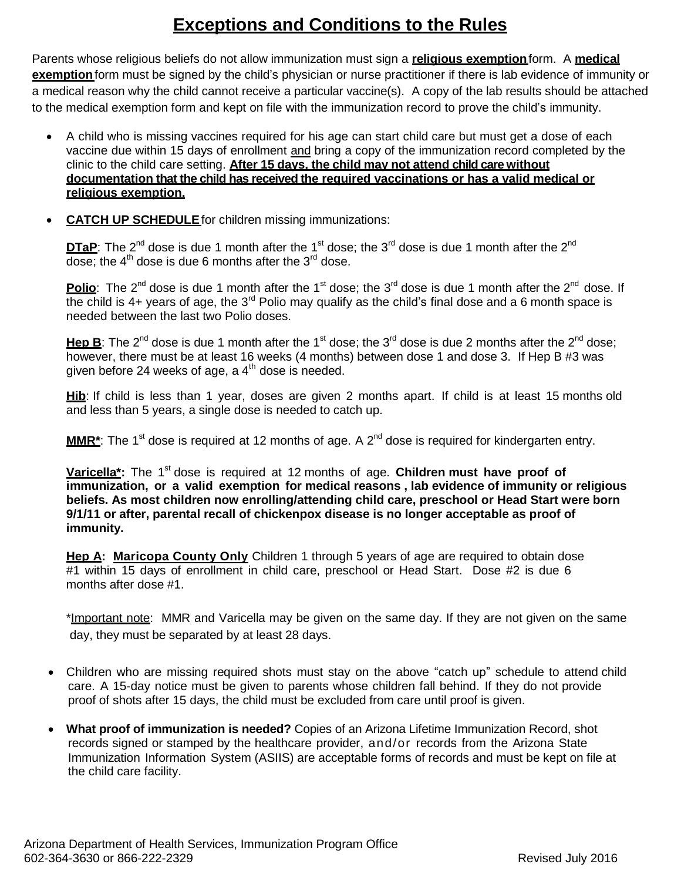# Exceptions and Conditions to the Rules

Parents whose religious beliefs do not allow immunization must sign a **religious exemption** form. A **medical exemption** form must be signed by the child's physician or nurse practitioner if there is lab evidence of immunity or a medical reason why the child cannot receive a particular vaccine(s). A copy of the lab results should be attached to the medical exemption form and kept on file with the immunization record to prove the child's immunity.

- A child who is missing vaccines required for his age can start child care but must get a dose of each vaccine due within 15 days of enrollment and bring a copy of the immunization record completed by the clinic to the child care setting. **After 15 days, the child may not attend child care without documentation that the child has received the required vaccinations or has a valid medical or religious exemption.**

- **CATCH UP SCHEDULE** for children missing immunizations:

  **DTaP**: The 2nd dose is due 1 month after the 1st dose; the 3rd dose is due 1 month after the 2nd dose; the 4th dose is due 6 months after the 3rd dose.

  **Polio**: The 2nd dose is due 1 month after the 1st dose; the 3rd dose is due 1 month after the 2nd dose. If the child is 4+ years of age, the 3rd Polio may qualify as the child's final dose and a 6 month space is needed between the last two Polio doses.

  **Hep B**: The 2nd dose is due 1 month after the 1st dose; the 3rd dose is due 2 months after the 2nd dose; however, there must be at least 16 weeks (4 months) between dose 1 and dose 3. If Hep B #3 was given before 24 weeks of age, a 4th dose is needed.

  **Hib**: If child is less than 1 year, doses are given 2 months apart. If child is at least 15 months old and less than 5 years, a single dose is needed to catch up.

  **MMR***: The 1st dose is required at 12 months of age. A 2nd dose is required for kindergarten entry.

  **Varicella*:** The 1st dose is required at 12 months of age. **Children must have proof of immunization, or a valid exemption for medical reasons , lab evidence of immunity or religious beliefs. As most children now enrolling/attending child care, preschool or Head Start were born 9/1/11 or after, parental recall of chickenpox disease is no longer acceptable as proof of immunity.**

  **Hep A: Maricopa County Only** Children 1 through 5 years of age are required to obtain dose #1 within 15 days of enrollment in child care, preschool or Head Start. Dose #2 is due 6 months after dose #1.

  *Important note: MMR and Varicella may be given on the same day. If they are not given on the same day, they must be separated by at least 28 days.

- Children who are missing required shots must stay on the above "catch up" schedule to attend child care. A 15-day notice must be given to parents whose children fall behind. If they do not provide proof of shots after 15 days, the child must be excluded from care until proof is given.

- **What proof of immunization is needed?** Copies of an Arizona Lifetime Immunization Record, shot records signed or stamped by the healthcare provider, and/or records from the Arizona State Immunization Information System (ASIIS) are acceptable forms of records and must be kept on file at the child care facility.

Arizona Department of Health Services, Immunization Program Office
602-364-3630 or 866-222-2329

Revised July 2016